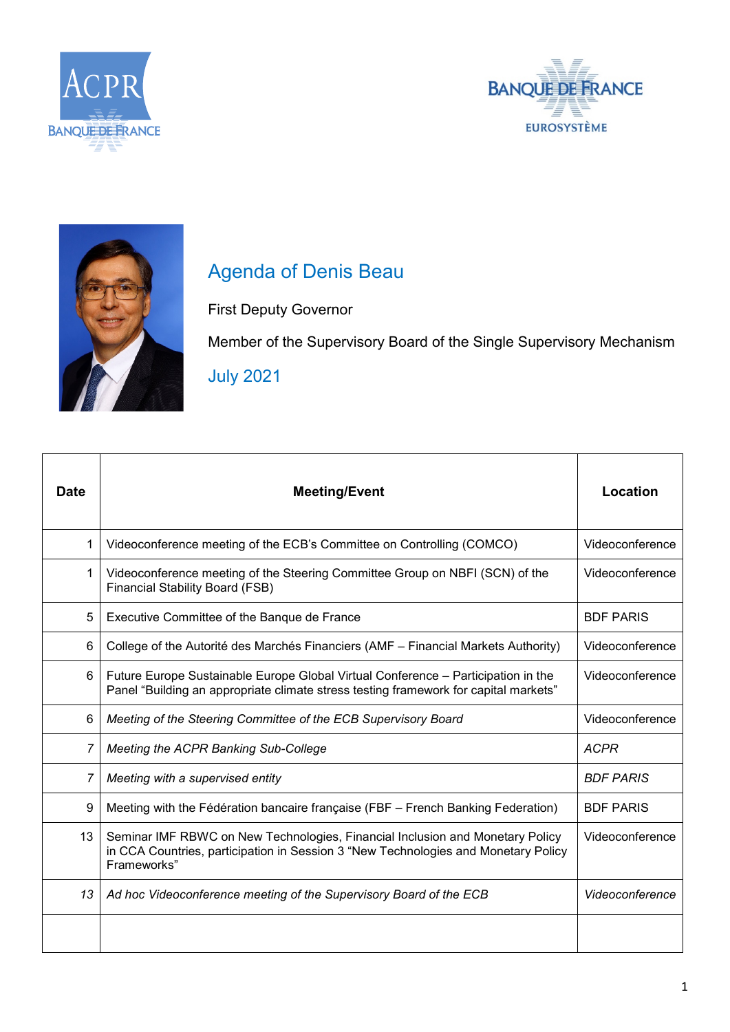# Agenda of Denis Beau

First Deputy Governor

Member of the Supervisory Board of the Single Supervisory Mechanism

July 2021

| Date | Meeting/Event | Location |
|---|---|---|
| 1 | Videoconference meeting of the ECB's Committee on Controlling (COMCO) | Videoconference |
| 1 | Videoconference meeting of the Steering Committee Group on NBFI (SCN) of the Financial Stability Board (FSB) | Videoconference |
| 5 | Executive Committee of the Banque de France | BDF PARIS |
| 6 | College of the Autorité des Marchés Financiers (AMF – Financial Markets Authority) | Videoconference |
| 6 | Future Europe Sustainable Europe Global Virtual Conference – Participation in the Panel "Building an appropriate climate stress testing framework for capital markets" | Videoconference |
| 6 | *Meeting of the Steering Committee of the ECB Supervisory Board* | Videoconference |
| *7* | *Meeting the ACPR Banking Sub-College* | *ACPR* |
| *7* | *Meeting with a supervised entity* | *BDF PARIS* |
| 9 | Meeting with the Fédération bancaire française (FBF – French Banking Federation) | BDF PARIS |
| 13 | Seminar IMF RBWC on New Technologies, Financial Inclusion and Monetary Policy in CCA Countries, participation in Session 3 "New Technologies and Monetary Policy Frameworks" | Videoconference |
| *13* | *Ad hoc Videoconference meeting of the Supervisory Board of the ECB* | *Videoconference* |
| | | |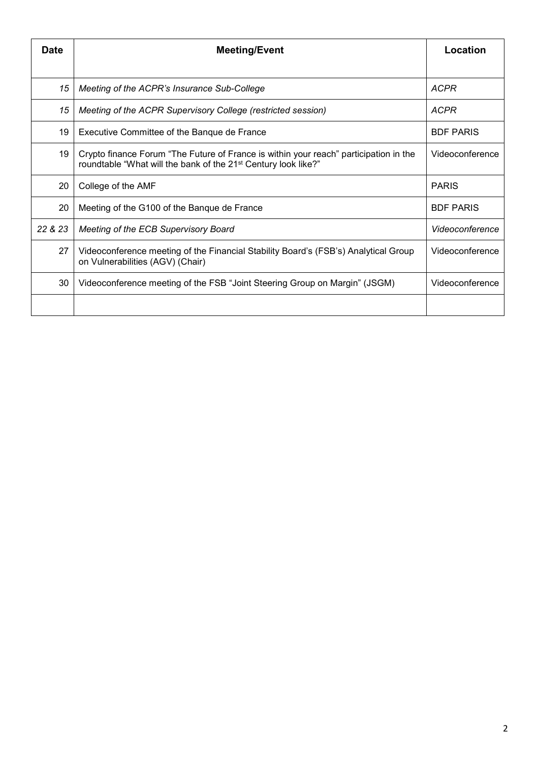| Date | Meeting/Event | Location |
|---|---|---|
| *15* | *Meeting of the ACPR's Insurance Sub-College* | *ACPR* |
| *15* | *Meeting of the ACPR Supervisory College (restricted session)* | *ACPR* |
| 19 | Executive Committee of the Banque de France | BDF PARIS |
| 19 | Crypto finance Forum "The Future of France is within your reach" participation in the roundtable "What will the bank of the 21st Century look like?" | Videoconference |
| 20 | College of the AMF | PARIS |
| 20 | Meeting of the G100 of the Banque de France | BDF PARIS |
| *22 & 23* | *Meeting of the ECB Supervisory Board* | *Videoconference* |
| 27 | Videoconference meeting of the Financial Stability Board's (FSB's) Analytical Group on Vulnerabilities (AGV) (Chair) | Videoconference |
| 30 | Videoconference meeting of the FSB "Joint Steering Group on Margin" (JSGM) | Videoconference |
| | | |